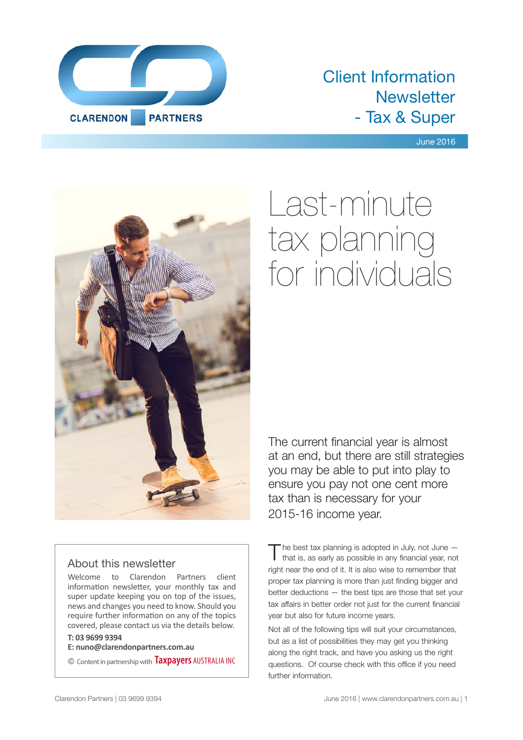# Client Information Newsletter - Tax & Super

June 2016

# Last-minute tax planning for individuals

The current financial year is almost at an end, but there are still strategies you may be able to put into play to ensure you pay not one cent more tax than is necessary for your 2015-16 income year.

The best tax planning is adopted in July, not June — that is, as early as possible in any financial year, not right near the end of it. It is also wise to remember that proper tax planning is more than just finding bigger and better deductions — the best tips are those that set your tax affairs in better order not just for the current financial year but also for future income years.

Not all of the following tips will suit your circumstances, but as a list of possibilities they may get you thinking along the right track, and have you asking us the right questions. Of course check with this office if you need further information.

## About this newsletter

Welcome to Clarendon Partners client information newsletter, your monthly tax and super update keeping you on top of the issues, news and changes you need to know. Should you require further information on any of the topics covered, please contact us via the details below.

**T: 03 9699 9394**
**E: nuno@clarendonpartners.com.au**

© Content in partnership with Taxpayers AUSTRALIA INC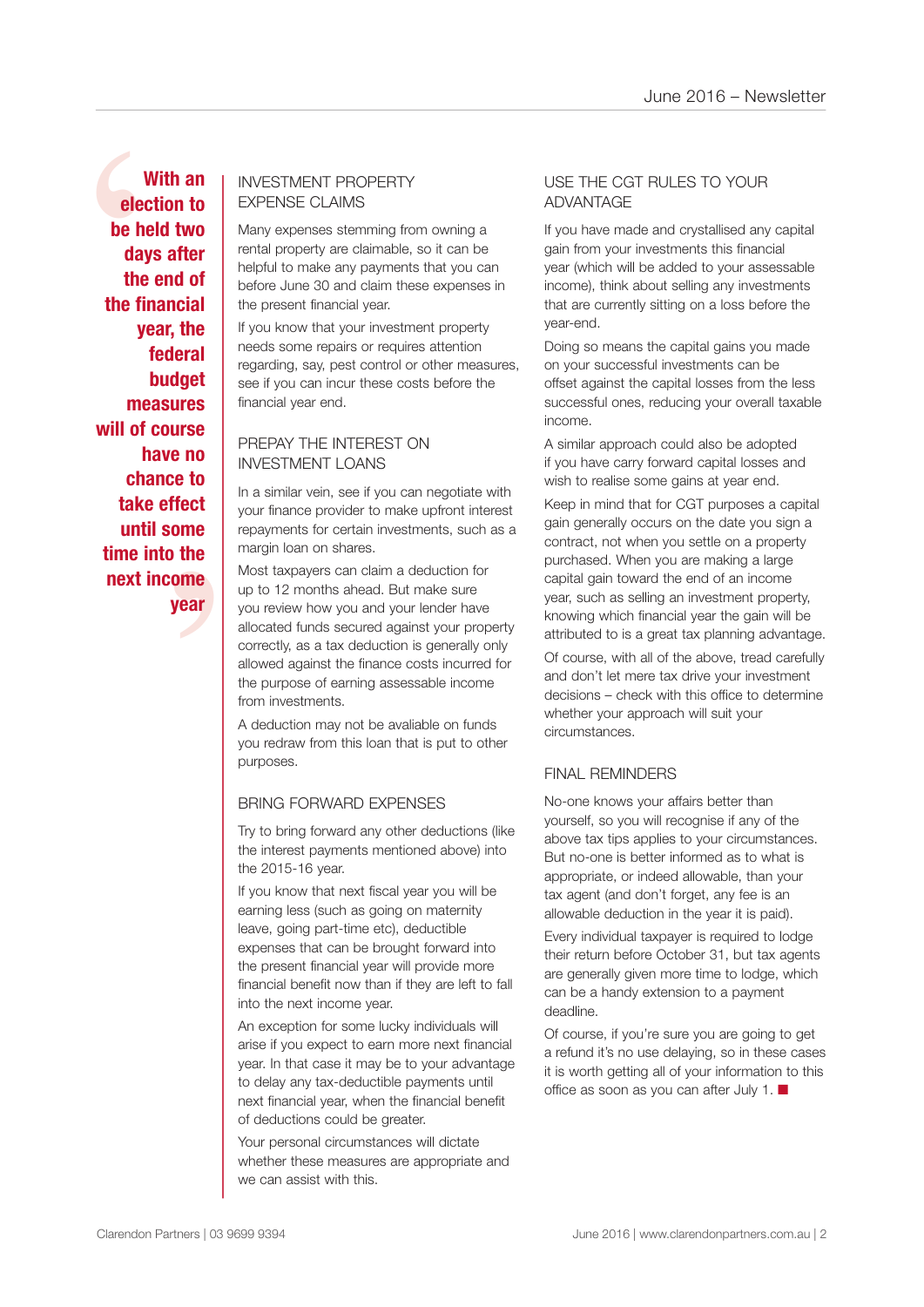> **With an election to be held two days after the end of the financial year, the federal budget measures will of course have no chance to take effect until some time into the next income year**

## INVESTMENT PROPERTY EXPENSE CLAIMS

Many expenses stemming from owning a rental property are claimable, so it can be helpful to make any payments that you can before June 30 and claim these expenses in the present financial year.

If you know that your investment property needs some repairs or requires attention regarding, say, pest control or other measures, see if you can incur these costs before the financial year end.

## PREPAY THE INTEREST ON INVESTMENT LOANS

In a similar vein, see if you can negotiate with your finance provider to make upfront interest repayments for certain investments, such as a margin loan on shares.

Most taxpayers can claim a deduction for up to 12 months ahead. But make sure you review how you and your lender have allocated funds secured against your property correctly, as a tax deduction is generally only allowed against the finance costs incurred for the purpose of earning assessable income from investments.

A deduction may not be avaliable on funds you redraw from this loan that is put to other purposes.

## BRING FORWARD EXPENSES

Try to bring forward any other deductions (like the interest payments mentioned above) into the 2015-16 year.

If you know that next fiscal year you will be earning less (such as going on maternity leave, going part-time etc), deductible expenses that can be brought forward into the present financial year will provide more financial benefit now than if they are left to fall into the next income year.

An exception for some lucky individuals will arise if you expect to earn more next financial year. In that case it may be to your advantage to delay any tax-deductible payments until next financial year, when the financial benefit of deductions could be greater.

Your personal circumstances will dictate whether these measures are appropriate and we can assist with this.

## USE THE CGT RULES TO YOUR ADVANTAGE

If you have made and crystallised any capital gain from your investments this financial year (which will be added to your assessable income), think about selling any investments that are currently sitting on a loss before the year-end.

Doing so means the capital gains you made on your successful investments can be offset against the capital losses from the less successful ones, reducing your overall taxable income.

A similar approach could also be adopted if you have carry forward capital losses and wish to realise some gains at year end.

Keep in mind that for CGT purposes a capital gain generally occurs on the date you sign a contract, not when you settle on a property purchased. When you are making a large capital gain toward the end of an income year, such as selling an investment property, knowing which financial year the gain will be attributed to is a great tax planning advantage.

Of course, with all of the above, tread carefully and don't let mere tax drive your investment decisions – check with this office to determine whether your approach will suit your circumstances.

## FINAL REMINDERS

No-one knows your affairs better than yourself, so you will recognise if any of the above tax tips applies to your circumstances. But no-one is better informed as to what is appropriate, or indeed allowable, than your tax agent (and don't forget, any fee is an allowable deduction in the year it is paid).

Every individual taxpayer is required to lodge their return before October 31, but tax agents are generally given more time to lodge, which can be a handy extension to a payment deadline.

Of course, if you're sure you are going to get a refund it's no use delaying, so in these cases it is worth getting all of your information to this office as soon as you can after July 1. ■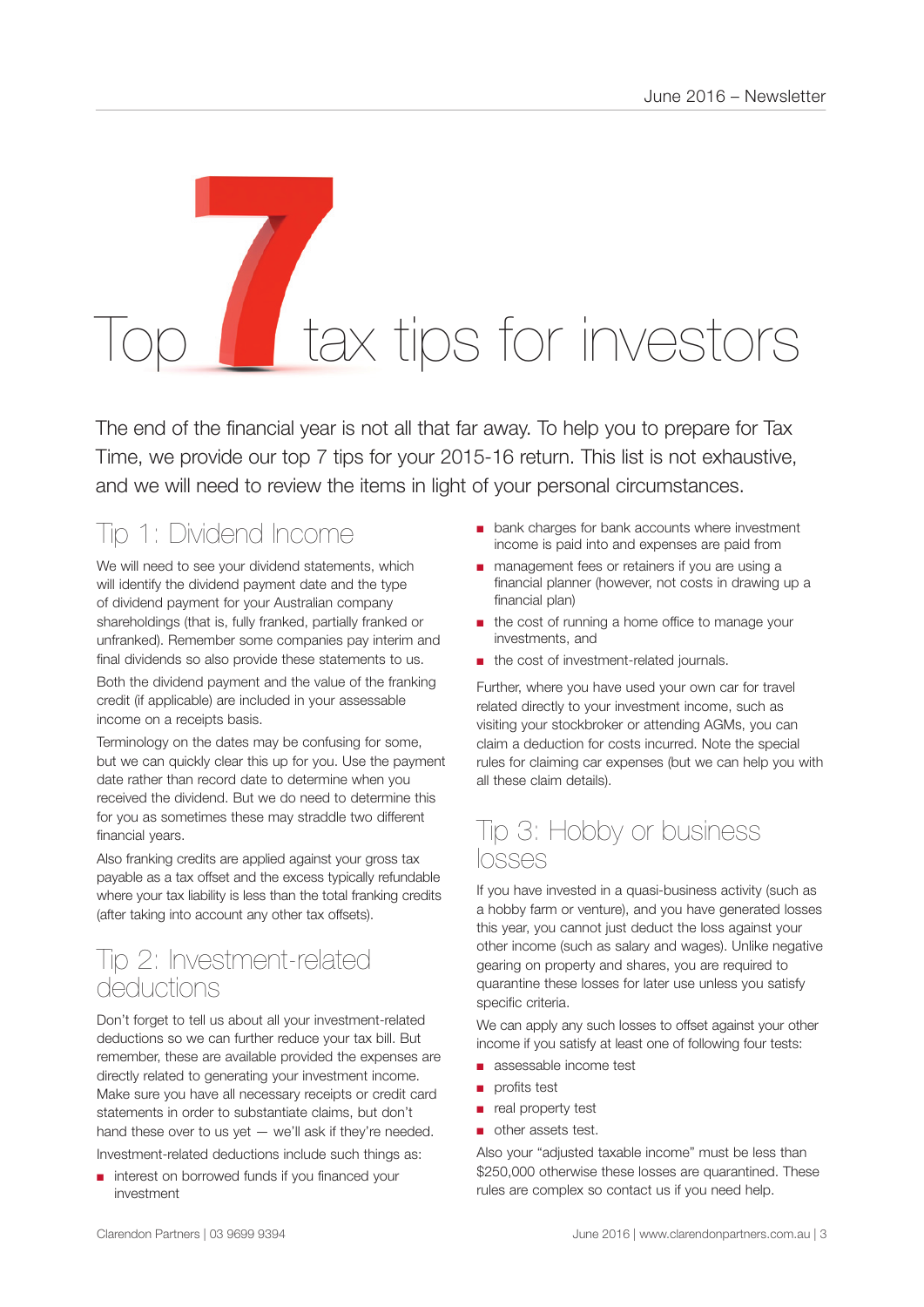# Top 7 tax tips for investors

The end of the financial year is not all that far away. To help you to prepare for Tax Time, we provide our top 7 tips for your 2015-16 return. This list is not exhaustive, and we will need to review the items in light of your personal circumstances.

## Tip 1: Dividend Income

We will need to see your dividend statements, which will identify the dividend payment date and the type of dividend payment for your Australian company shareholdings (that is, fully franked, partially franked or unfranked). Remember some companies pay interim and final dividends so also provide these statements to us.

Both the dividend payment and the value of the franking credit (if applicable) are included in your assessable income on a receipts basis.

Terminology on the dates may be confusing for some, but we can quickly clear this up for you. Use the payment date rather than record date to determine when you received the dividend. But we do need to determine this for you as sometimes these may straddle two different financial years.

Also franking credits are applied against your gross tax payable as a tax offset and the excess typically refundable where your tax liability is less than the total franking credits (after taking into account any other tax offsets).

## Tip 2: Investment-related deductions

Don't forget to tell us about all your investment-related deductions so we can further reduce your tax bill. But remember, these are available provided the expenses are directly related to generating your investment income. Make sure you have all necessary receipts or credit card statements in order to substantiate claims, but don't hand these over to us yet — we'll ask if they're needed.

Investment-related deductions include such things as:

- interest on borrowed funds if you financed your investment
- bank charges for bank accounts where investment income is paid into and expenses are paid from
- management fees or retainers if you are using a financial planner (however, not costs in drawing up a financial plan)
- the cost of running a home office to manage your investments, and
- the cost of investment-related journals.

Further, where you have used your own car for travel related directly to your investment income, such as visiting your stockbroker or attending AGMs, you can claim a deduction for costs incurred. Note the special rules for claiming car expenses (but we can help you with all these claim details).

## Tip 3: Hobby or business losses

If you have invested in a quasi-business activity (such as a hobby farm or venture), and you have generated losses this year, you cannot just deduct the loss against your other income (such as salary and wages). Unlike negative gearing on property and shares, you are required to quarantine these losses for later use unless you satisfy specific criteria.

We can apply any such losses to offset against your other income if you satisfy at least one of following four tests:

- assessable income test
- profits test
- real property test
- other assets test.

Also your "adjusted taxable income" must be less than $250,000 otherwise these losses are quarantined. These rules are complex so contact us if you need help.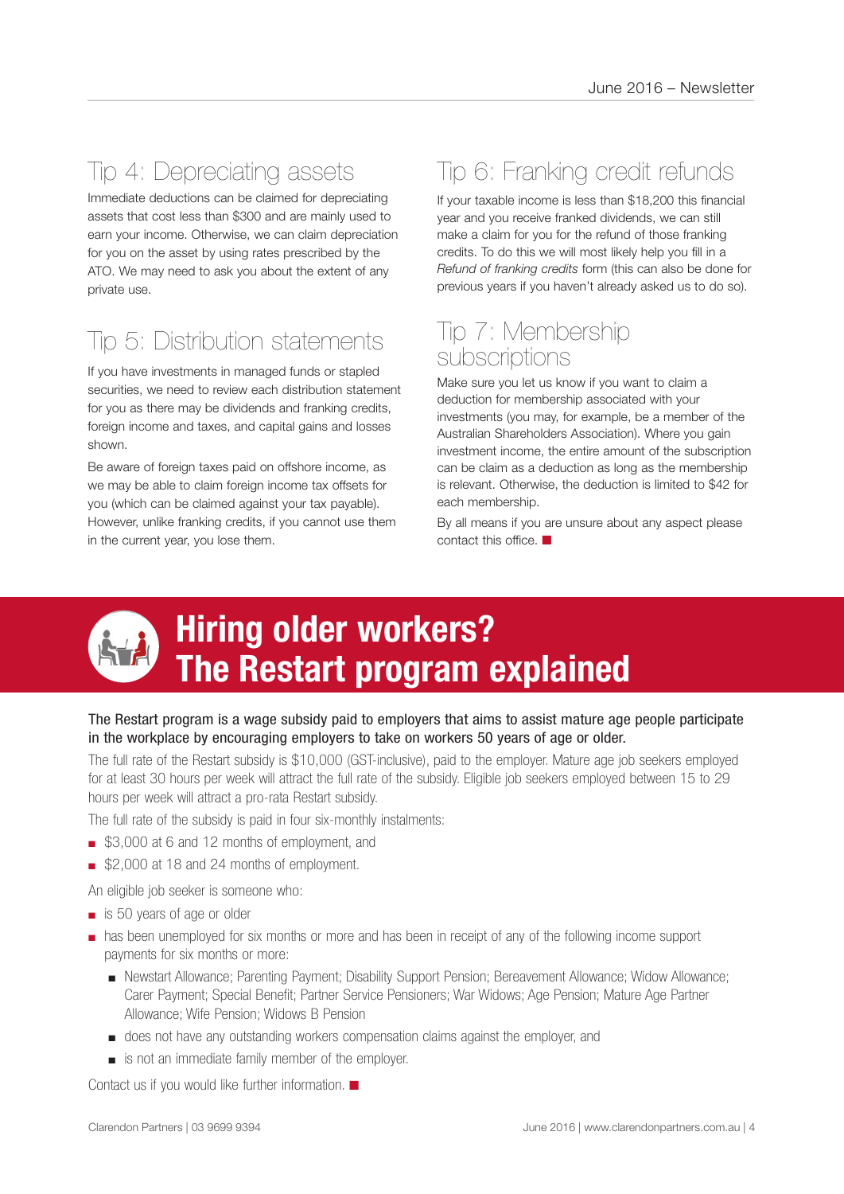## Tip 4: Depreciating assets

Immediate deductions can be claimed for depreciating assets that cost less than $300 and are mainly used to earn your income. Otherwise, we can claim depreciation for you on the asset by using rates prescribed by the ATO. We may need to ask you about the extent of any private use.

## Tip 5: Distribution statements

If you have investments in managed funds or stapled securities, we need to review each distribution statement for you as there may be dividends and franking credits, foreign income and taxes, and capital gains and losses shown.

Be aware of foreign taxes paid on offshore income, as we may be able to claim foreign income tax offsets for you (which can be claimed against your tax payable). However, unlike franking credits, if you cannot use them in the current year, you lose them.

## Tip 6: Franking credit refunds

If your taxable income is less than $18,200 this financial year and you receive franked dividends, we can still make a claim for you for the refund of those franking credits. To do this we will most likely help you fill in a *Refund of franking credits* form (this can also be done for previous years if you haven't already asked us to do so).

## Tip 7: Membership subscriptions

Make sure you let us know if you want to claim a deduction for membership associated with your investments (you may, for example, be a member of the Australian Shareholders Association). Where you gain investment income, the entire amount of the subscription can be claim as a deduction as long as the membership is relevant. Otherwise, the deduction is limited to $42 for each membership.

By all means if you are unsure about any aspect please contact this office. ■

# Hiring older workers? The Restart program explained

The Restart program is a wage subsidy paid to employers that aims to assist mature age people participate in the workplace by encouraging employers to take on workers 50 years of age or older.

The full rate of the Restart subsidy is $10,000 (GST-inclusive), paid to the employer. Mature age job seekers employed for at least 30 hours per week will attract the full rate of the subsidy. Eligible job seekers employed between 15 to 29 hours per week will attract a pro-rata Restart subsidy.

The full rate of the subsidy is paid in four six-monthly instalments:

- $3,000 at 6 and 12 months of employment, and
- $2,000 at 18 and 24 months of employment.

An eligible job seeker is someone who:

- is 50 years of age or older
- has been unemployed for six months or more and has been in receipt of any of the following income support payments for six months or more:
  - Newstart Allowance; Parenting Payment; Disability Support Pension; Bereavement Allowance; Widow Allowance; Carer Payment; Special Benefit; Partner Service Pensioners; War Widows; Age Pension; Mature Age Partner Allowance; Wife Pension; Widows B Pension
  - does not have any outstanding workers compensation claims against the employer, and
  - is not an immediate family member of the employer.

Contact us if you would like further information. ■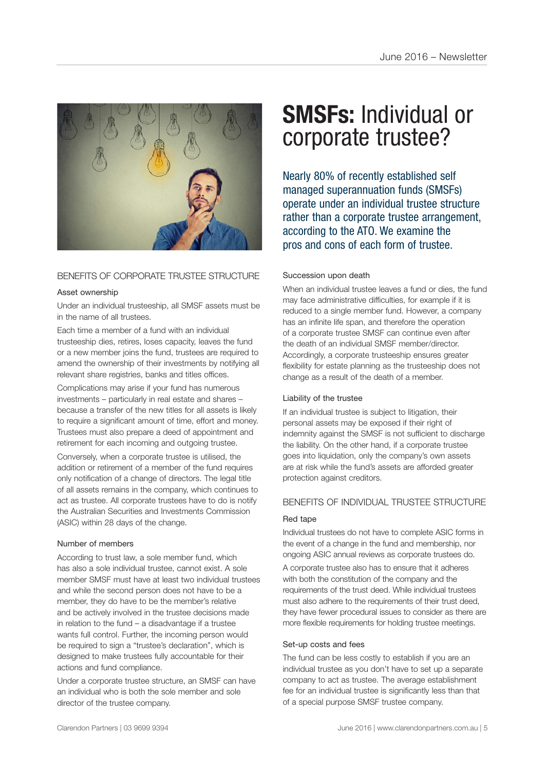# **SMSFs:** Individual or corporate trustee?

Nearly 80% of recently established self managed superannuation funds (SMSFs) operate under an individual trustee structure rather than a corporate trustee arrangement, according to the ATO. We examine the pros and cons of each form of trustee.

## BENEFITS OF CORPORATE TRUSTEE STRUCTURE

### Asset ownership

Under an individual trusteeship, all SMSF assets must be in the name of all trustees.

Each time a member of a fund with an individual trusteeship dies, retires, loses capacity, leaves the fund or a new member joins the fund, trustees are required to amend the ownership of their investments by notifying all relevant share registries, banks and titles offices.

Complications may arise if your fund has numerous investments – particularly in real estate and shares – because a transfer of the new titles for all assets is likely to require a significant amount of time, effort and money. Trustees must also prepare a deed of appointment and retirement for each incoming and outgoing trustee.

Conversely, when a corporate trustee is utilised, the addition or retirement of a member of the fund requires only notification of a change of directors. The legal title of all assets remains in the company, which continues to act as trustee. All corporate trustees have to do is notify the Australian Securities and Investments Commission (ASIC) within 28 days of the change.

### Number of members

According to trust law, a sole member fund, which has also a sole individual trustee, cannot exist. A sole member SMSF must have at least two individual trustees and while the second person does not have to be a member, they do have to be the member's relative and be actively involved in the trustee decisions made in relation to the fund – a disadvantage if a trustee wants full control. Further, the incoming person would be required to sign a "trustee's declaration", which is designed to make trustees fully accountable for their actions and fund compliance.

Under a corporate trustee structure, an SMSF can have an individual who is both the sole member and sole director of the trustee company.

### Succession upon death

When an individual trustee leaves a fund or dies, the fund may face administrative difficulties, for example if it is reduced to a single member fund. However, a company has an infinite life span, and therefore the operation of a corporate trustee SMSF can continue even after the death of an individual SMSF member/director. Accordingly, a corporate trusteeship ensures greater flexibility for estate planning as the trusteeship does not change as a result of the death of a member.

### Liability of the trustee

If an individual trustee is subject to litigation, their personal assets may be exposed if their right of indemnity against the SMSF is not sufficient to discharge the liability. On the other hand, if a corporate trustee goes into liquidation, only the company's own assets are at risk while the fund's assets are afforded greater protection against creditors.

## BENEFITS OF INDIVIDUAL TRUSTEE STRUCTURE

### Red tape

Individual trustees do not have to complete ASIC forms in the event of a change in the fund and membership, nor ongoing ASIC annual reviews as corporate trustees do.

A corporate trustee also has to ensure that it adheres with both the constitution of the company and the requirements of the trust deed. While individual trustees must also adhere to the requirements of their trust deed, they have fewer procedural issues to consider as there are more flexible requirements for holding trustee meetings.

### Set-up costs and fees

The fund can be less costly to establish if you are an individual trustee as you don't have to set up a separate company to act as trustee. The average establishment fee for an individual trustee is significantly less than that of a special purpose SMSF trustee company.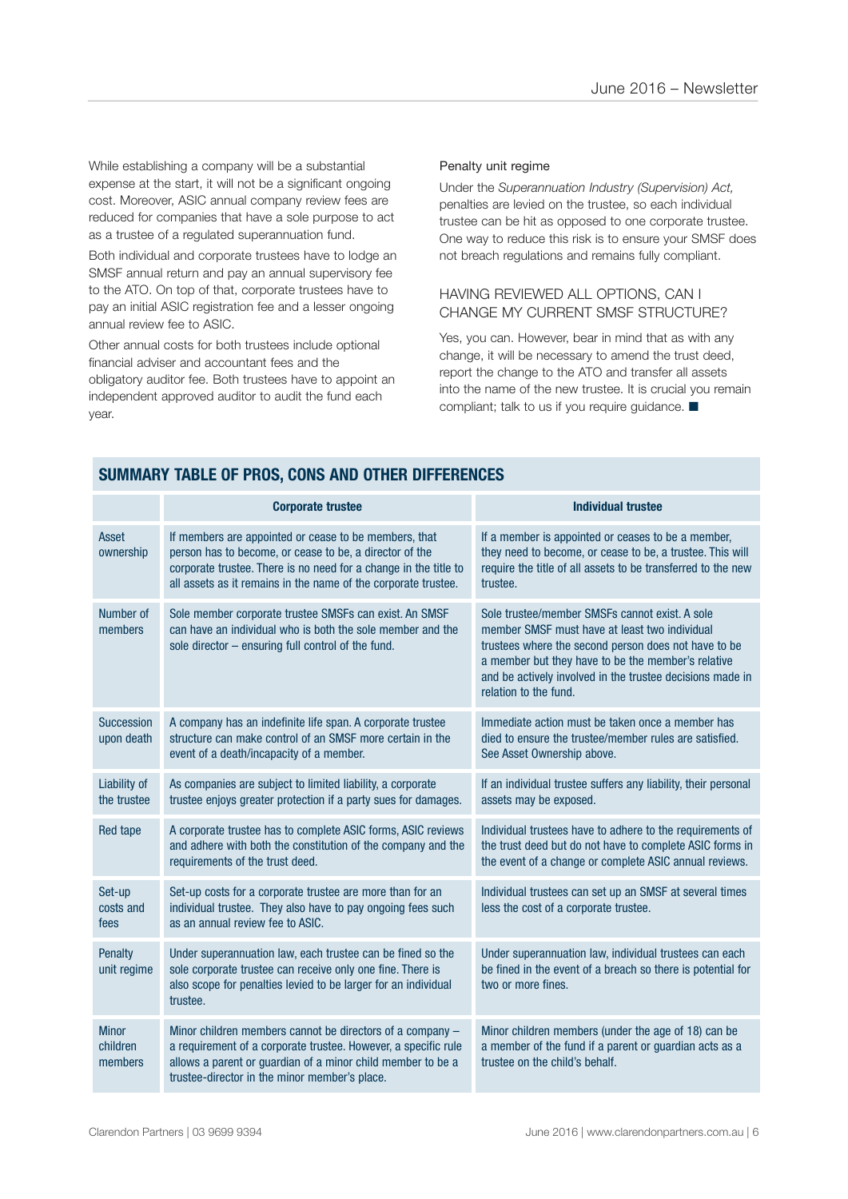While establishing a company will be a substantial expense at the start, it will not be a significant ongoing cost. Moreover, ASIC annual company review fees are reduced for companies that have a sole purpose to act as a trustee of a regulated superannuation fund.

Both individual and corporate trustees have to lodge an SMSF annual return and pay an annual supervisory fee to the ATO. On top of that, corporate trustees have to pay an initial ASIC registration fee and a lesser ongoing annual review fee to ASIC.

Other annual costs for both trustees include optional financial adviser and accountant fees and the obligatory auditor fee. Both trustees have to appoint an independent approved auditor to audit the fund each year.

### Penalty unit regime

Under the *Superannuation Industry (Supervision) Act,* penalties are levied on the trustee, so each individual trustee can be hit as opposed to one corporate trustee. One way to reduce this risk is to ensure your SMSF does not breach regulations and remains fully compliant.

## HAVING REVIEWED ALL OPTIONS, CAN I CHANGE MY CURRENT SMSF STRUCTURE?

Yes, you can. However, bear in mind that as with any change, it will be necessary to amend the trust deed, report the change to the ATO and transfer all assets into the name of the new trustee. It is crucial you remain compliant; talk to us if you require guidance. ■

## SUMMARY TABLE OF PROS, CONS AND OTHER DIFFERENCES

| | **Corporate trustee** | **Individual trustee** |
|---|---|---|
| Asset ownership | If members are appointed or cease to be members, that person has to become, or cease to be, a director of the corporate trustee. There is no need for a change in the title to all assets as it remains in the name of the corporate trustee. | If a member is appointed or ceases to be a member, they need to become, or cease to be, a trustee. This will require the title of all assets to be transferred to the new trustee. |
| Number of members | Sole member corporate trustee SMSFs can exist. An SMSF can have an individual who is both the sole member and the sole director – ensuring full control of the fund. | Sole trustee/member SMSFs cannot exist. A sole member SMSF must have at least two individual trustees where the second person does not have to be a member but they have to be the member's relative and be actively involved in the trustee decisions made in relation to the fund. |
| Succession upon death | A company has an indefinite life span. A corporate trustee structure can make control of an SMSF more certain in the event of a death/incapacity of a member. | Immediate action must be taken once a member has died to ensure the trustee/member rules are satisfied. See Asset Ownership above. |
| Liability of the trustee | As companies are subject to limited liability, a corporate trustee enjoys greater protection if a party sues for damages. | If an individual trustee suffers any liability, their personal assets may be exposed. |
| Red tape | A corporate trustee has to complete ASIC forms, ASIC reviews and adhere with both the constitution of the company and the requirements of the trust deed. | Individual trustees have to adhere to the requirements of the trust deed but do not have to complete ASIC forms in the event of a change or complete ASIC annual reviews. |
| Set-up costs and fees | Set-up costs for a corporate trustee are more than for an individual trustee. They also have to pay ongoing fees such as an annual review fee to ASIC. | Individual trustees can set up an SMSF at several times less the cost of a corporate trustee. |
| Penalty unit regime | Under superannuation law, each trustee can be fined so the sole corporate trustee can receive only one fine. There is also scope for penalties levied to be larger for an individual trustee. | Under superannuation law, individual trustees can each be fined in the event of a breach so there is potential for two or more fines. |
| Minor children members | Minor children members cannot be directors of a company – a requirement of a corporate trustee. However, a specific rule allows a parent or guardian of a minor child member to be a trustee-director in the minor member's place. | Minor children members (under the age of 18) can be a member of the fund if a parent or guardian acts as a trustee on the child's behalf. |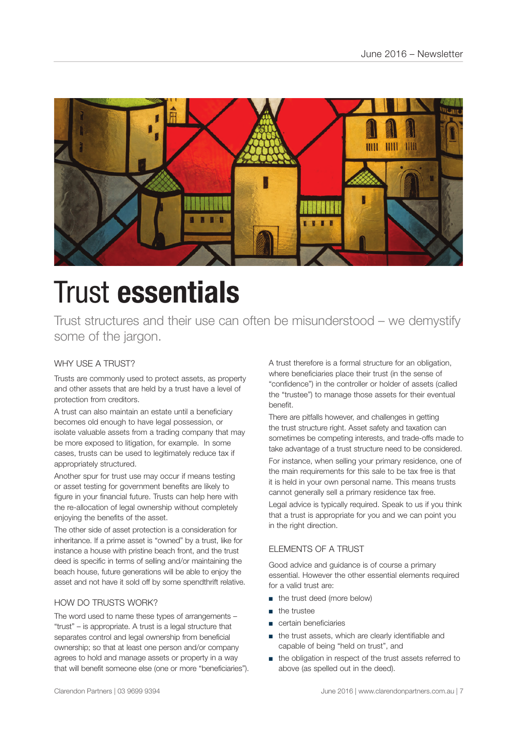# Trust **essentials**

Trust structures and their use can often be misunderstood – we demystify some of the jargon.

## WHY USE A TRUST?

Trusts are commonly used to protect assets, as property and other assets that are held by a trust have a level of protection from creditors.

A trust can also maintain an estate until a beneficiary becomes old enough to have legal possession, or isolate valuable assets from a trading company that may be more exposed to litigation, for example. In some cases, trusts can be used to legitimately reduce tax if appropriately structured.

Another spur for trust use may occur if means testing or asset testing for government benefits are likely to figure in your financial future. Trusts can help here with the re-allocation of legal ownership without completely enjoying the benefits of the asset.

The other side of asset protection is a consideration for inheritance. If a prime asset is "owned" by a trust, like for instance a house with pristine beach front, and the trust deed is specific in terms of selling and/or maintaining the beach house, future generations will be able to enjoy the asset and not have it sold off by some spendthrift relative.

## HOW DO TRUSTS WORK?

The word used to name these types of arrangements – "trust" – is appropriate. A trust is a legal structure that separates control and legal ownership from beneficial ownership; so that at least one person and/or company agrees to hold and manage assets or property in a way that will benefit someone else (one or more "beneficiaries").

A trust therefore is a formal structure for an obligation, where beneficiaries place their trust (in the sense of "confidence") in the controller or holder of assets (called the "trustee") to manage those assets for their eventual benefit.

There are pitfalls however, and challenges in getting the trust structure right. Asset safety and taxation can sometimes be competing interests, and trade-offs made to take advantage of a trust structure need to be considered.

For instance, when selling your primary residence, one of the main requirements for this sale to be tax free is that it is held in your own personal name. This means trusts cannot generally sell a primary residence tax free.

Legal advice is typically required. Speak to us if you think that a trust is appropriate for you and we can point you in the right direction.

## ELEMENTS OF A TRUST

Good advice and guidance is of course a primary essential. However the other essential elements required for a valid trust are:

- the trust deed (more below)
- the trustee
- certain beneficiaries
- the trust assets, which are clearly identifiable and capable of being "held on trust", and
- the obligation in respect of the trust assets referred to above (as spelled out in the deed).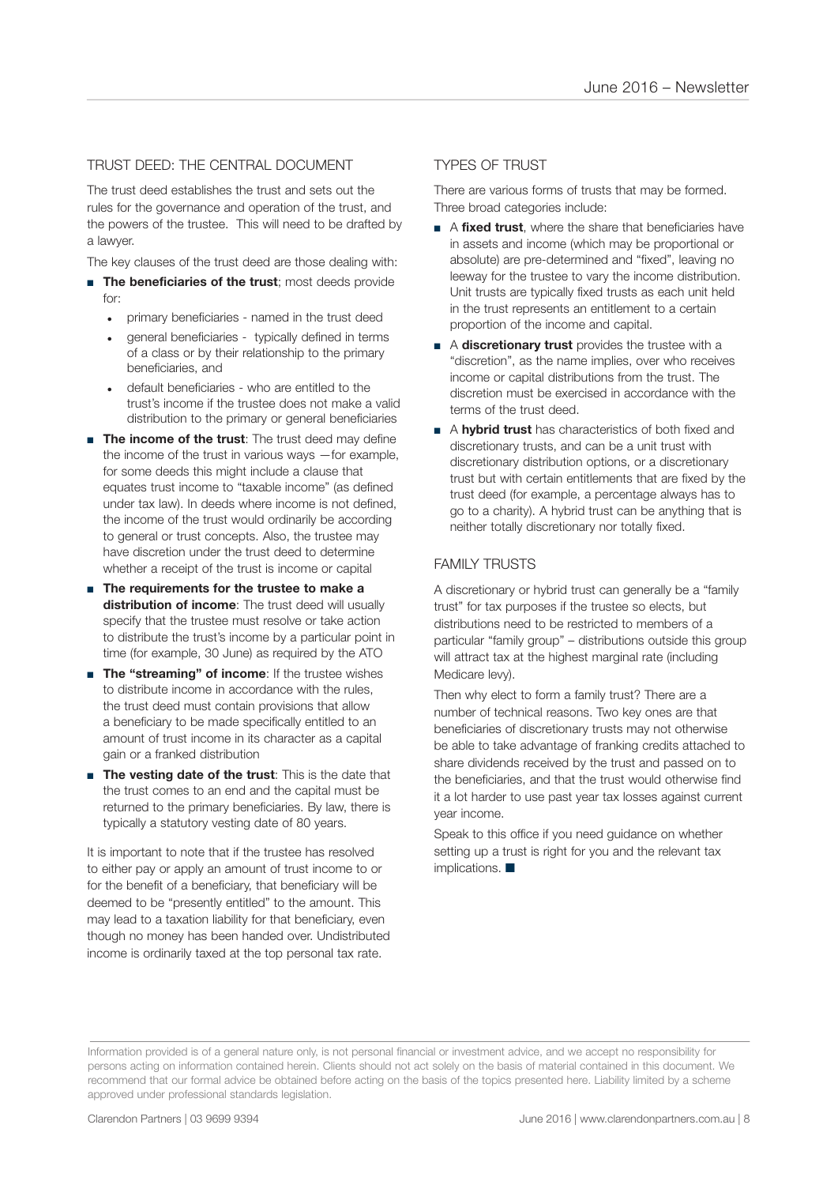### TRUST DEED: THE CENTRAL DOCUMENT

The trust deed establishes the trust and sets out the rules for the governance and operation of the trust, and the powers of the trustee. This will need to be drafted by a lawyer.

The key clauses of the trust deed are those dealing with:

- **The beneficiaries of the trust**; most deeds provide for:
  - primary beneficiaries - named in the trust deed
  - general beneficiaries - typically defined in terms of a class or by their relationship to the primary beneficiaries, and
  - default beneficiaries - who are entitled to the trust's income if the trustee does not make a valid distribution to the primary or general beneficiaries
- **The income of the trust**: The trust deed may define the income of the trust in various ways —for example, for some deeds this might include a clause that equates trust income to "taxable income" (as defined under tax law). In deeds where income is not defined, the income of the trust would ordinarily be according to general or trust concepts. Also, the trustee may have discretion under the trust deed to determine whether a receipt of the trust is income or capital
- **The requirements for the trustee to make a distribution of income**: The trust deed will usually specify that the trustee must resolve or take action to distribute the trust's income by a particular point in time (for example, 30 June) as required by the ATO
- **The "streaming" of income**: If the trustee wishes to distribute income in accordance with the rules, the trust deed must contain provisions that allow a beneficiary to be made specifically entitled to an amount of trust income in its character as a capital gain or a franked distribution
- **The vesting date of the trust**: This is the date that the trust comes to an end and the capital must be returned to the primary beneficiaries. By law, there is typically a statutory vesting date of 80 years.

It is important to note that if the trustee has resolved to either pay or apply an amount of trust income to or for the benefit of a beneficiary, that beneficiary will be deemed to be "presently entitled" to the amount. This may lead to a taxation liability for that beneficiary, even though no money has been handed over. Undistributed income is ordinarily taxed at the top personal tax rate.

### TYPES OF TRUST

There are various forms of trusts that may be formed. Three broad categories include:

- A **fixed trust**, where the share that beneficiaries have in assets and income (which may be proportional or absolute) are pre-determined and "fixed", leaving no leeway for the trustee to vary the income distribution. Unit trusts are typically fixed trusts as each unit held in the trust represents an entitlement to a certain proportion of the income and capital.
- A **discretionary trust** provides the trustee with a "discretion", as the name implies, over who receives income or capital distributions from the trust. The discretion must be exercised in accordance with the terms of the trust deed.
- A **hybrid trust** has characteristics of both fixed and discretionary trusts, and can be a unit trust with discretionary distribution options, or a discretionary trust but with certain entitlements that are fixed by the trust deed (for example, a percentage always has to go to a charity). A hybrid trust can be anything that is neither totally discretionary nor totally fixed.

### FAMILY TRUSTS

A discretionary or hybrid trust can generally be a "family trust" for tax purposes if the trustee so elects, but distributions need to be restricted to members of a particular "family group" – distributions outside this group will attract tax at the highest marginal rate (including Medicare levy).

Then why elect to form a family trust? There are a number of technical reasons. Two key ones are that beneficiaries of discretionary trusts may not otherwise be able to take advantage of franking credits attached to share dividends received by the trust and passed on to the beneficiaries, and that the trust would otherwise find it a lot harder to use past year tax losses against current year income.

Speak to this office if you need guidance on whether setting up a trust is right for you and the relevant tax implications. ■

Information provided is of a general nature only, is not personal financial or investment advice, and we accept no responsibility for persons acting on information contained herein. Clients should not act solely on the basis of material contained in this document. We recommend that our formal advice be obtained before acting on the basis of the topics presented here. Liability limited by a scheme approved under professional standards legislation.